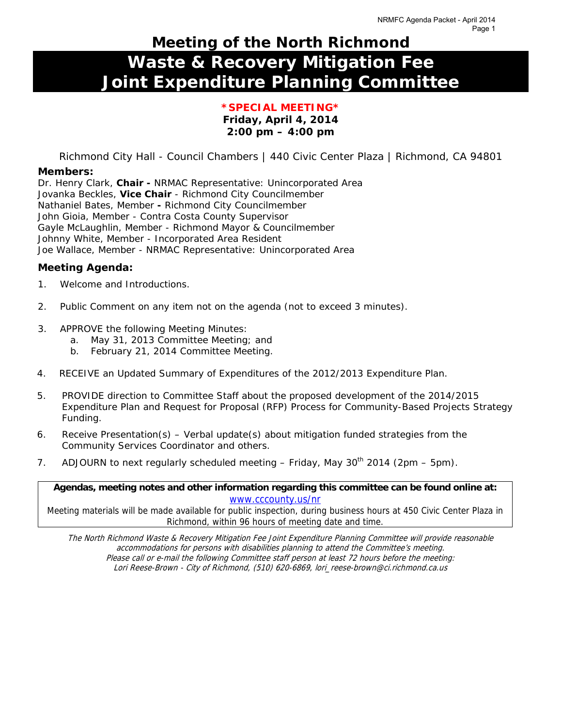# Meeting of the North Richmond

# Waste & Recovery Mitigation Fee Joint Expenditure Planning Committee

**\*SPECIAL MEETING\***

**Friday, April 4, 2014**
**2:00 pm – 4:00 pm**

Richmond City Hall - Council Chambers | 440 Civic Center Plaza | Richmond, CA 94801

### Members:

Dr. Henry Clark, **Chair -** NRMAC Representative: Unincorporated Area
Jovanka Beckles, **Vice Chair** - Richmond City Councilmember
Nathaniel Bates, Member **-** Richmond City Councilmember
John Gioia, Member - Contra Costa County Supervisor
Gayle McLaughlin, Member - Richmond Mayor & Councilmember
Johnny White, Member - Incorporated Area Resident
Joe Wallace, Member - NRMAC Representative: Unincorporated Area

### Meeting Agenda:

1. Welcome and Introductions.
2. Public Comment on any item not on the agenda (not to exceed 3 minutes).
3. APPROVE the following Meeting Minutes:
   a. May 31, 2013 Committee Meeting; and
   b. February 21, 2014 Committee Meeting.
4. RECEIVE an Updated Summary of Expenditures of the 2012/2013 Expenditure Plan.
5. PROVIDE direction to Committee Staff about the proposed development of the 2014/2015 Expenditure Plan and Request for Proposal (RFP) Process for Community-Based Projects Strategy Funding.
6. Receive Presentation(s) – Verbal update(s) about mitigation funded strategies from the Community Services Coordinator and others.
7. ADJOURN to next regularly scheduled meeting – Friday, May 30th 2014 (2pm – 5pm).

**Agendas, meeting notes and other information regarding this committee can be found online at:**
www.cccounty.us/nr
Meeting materials will be made available for public inspection, during business hours at 450 Civic Center Plaza in Richmond, within 96 hours of meeting date and time.

*The North Richmond Waste & Recovery Mitigation Fee Joint Expenditure Planning Committee will provide reasonable accommodations for persons with disabilities planning to attend the Committee's meeting. Please call or e-mail the following Committee staff person at least 72 hours before the meeting: Lori Reese-Brown - City of Richmond, (510) 620-6869, lori_reese-brown@ci.richmond.ca.us*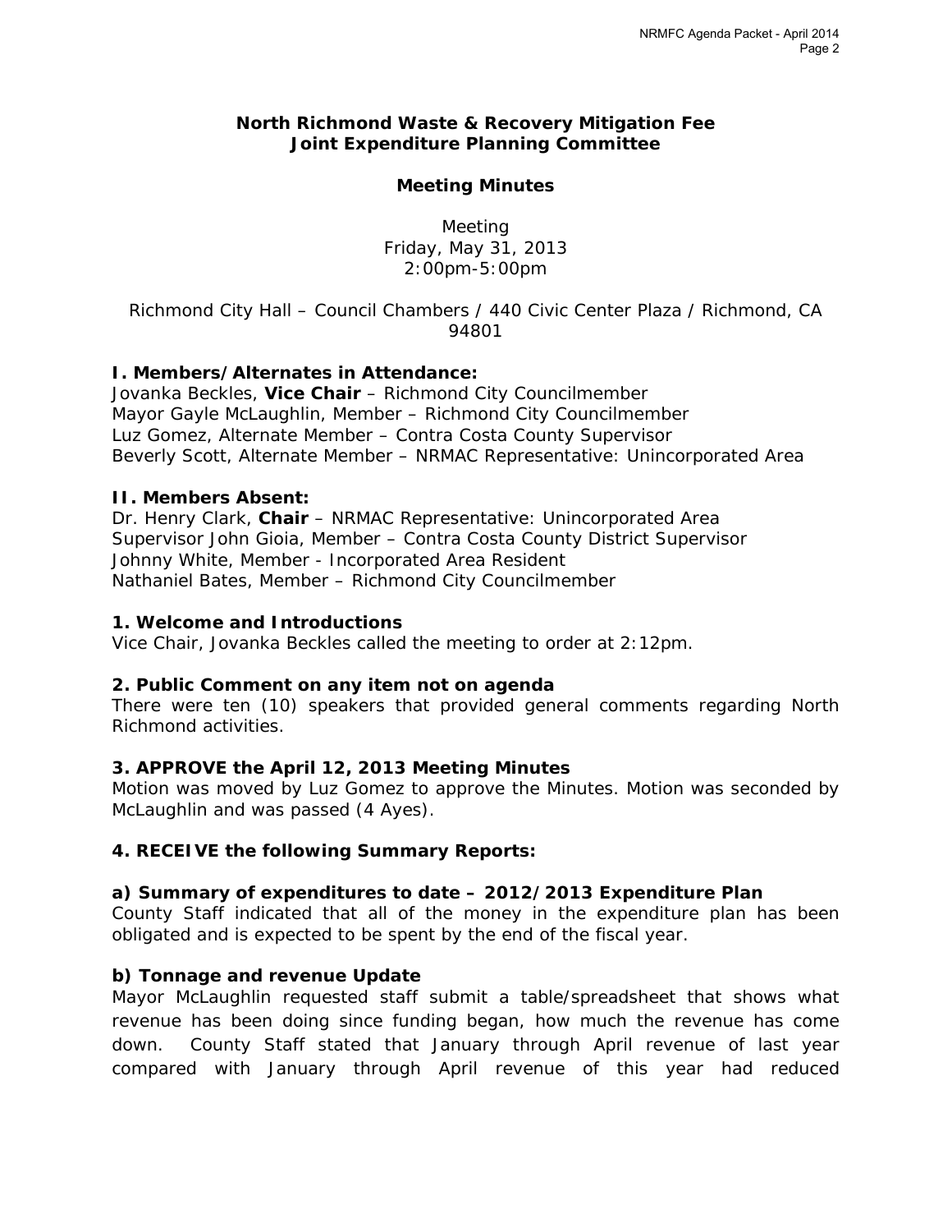**North Richmond Waste & Recovery Mitigation Fee Joint Expenditure Planning Committee**

**Meeting Minutes**

Meeting
Friday, May 31, 2013
2:00pm-5:00pm

Richmond City Hall – Council Chambers / 440 Civic Center Plaza / Richmond, CA 94801

**I. Members/Alternates in Attendance:**
Jovanka Beckles, **Vice Chair** – Richmond City Councilmember
Mayor Gayle McLaughlin, Member – Richmond City Councilmember
Luz Gomez, Alternate Member – Contra Costa County Supervisor
Beverly Scott, Alternate Member – NRMAC Representative: Unincorporated Area

**II. Members Absent:**
Dr. Henry Clark, **Chair** – NRMAC Representative: Unincorporated Area
Supervisor John Gioia, Member – Contra Costa County District Supervisor
Johnny White, Member - Incorporated Area Resident
Nathaniel Bates, Member – Richmond City Councilmember

**1. Welcome and Introductions**
Vice Chair, Jovanka Beckles called the meeting to order at 2:12pm.

**2. Public Comment on any item not on agenda**
There were ten (10) speakers that provided general comments regarding North Richmond activities.

**3. APPROVE the April 12, 2013 Meeting Minutes**
Motion was moved by Luz Gomez to approve the Minutes. Motion was seconded by McLaughlin and was passed (4 Ayes).

**4. RECEIVE the following Summary Reports:**

**a) Summary of expenditures to date – 2012/2013 Expenditure Plan**
County Staff indicated that all of the money in the expenditure plan has been obligated and is expected to be spent by the end of the fiscal year.

**b) Tonnage and revenue Update**
Mayor McLaughlin requested staff submit a table/spreadsheet that shows what revenue has been doing since funding began, how much the revenue has come down. County Staff stated that January through April revenue of last year compared with January through April revenue of this year had reduced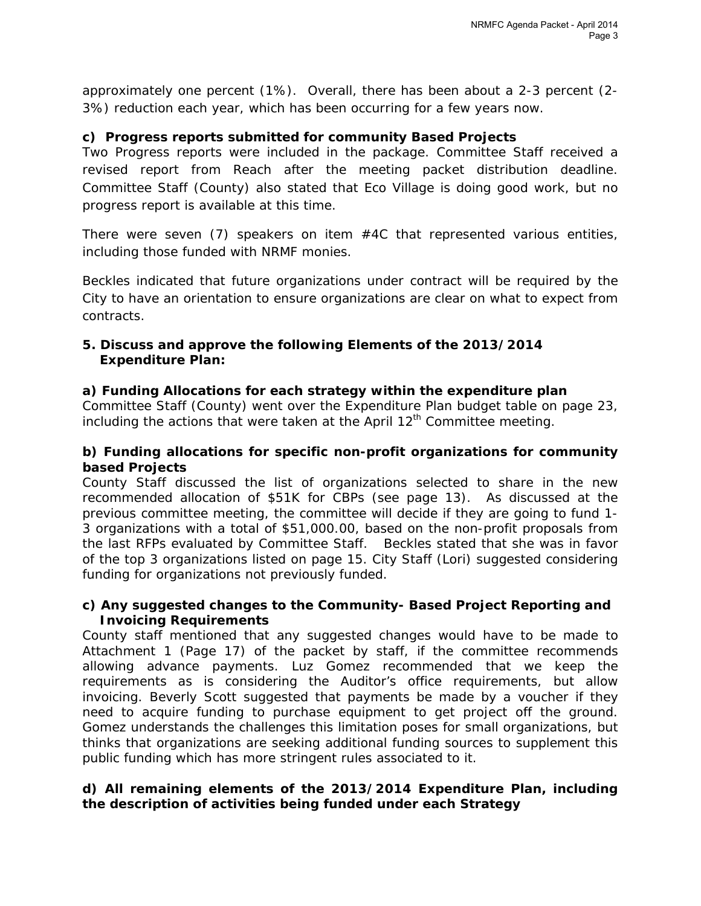approximately one percent (1%). Overall, there has been about a 2-3 percent (2-3%) reduction each year, which has been occurring for a few years now.

**c) Progress reports submitted for community Based Projects**

Two Progress reports were included in the package. Committee Staff received a revised report from Reach after the meeting packet distribution deadline. Committee Staff (County) also stated that Eco Village is doing good work, but no progress report is available at this time.

There were seven (7) speakers on item #4C that represented various entities, including those funded with NRMF monies.

Beckles indicated that future organizations under contract will be required by the City to have an orientation to ensure organizations are clear on what to expect from contracts.

**5. Discuss and approve the following Elements of the 2013/2014 Expenditure Plan:**

**a) Funding Allocations for each strategy within the expenditure plan**

Committee Staff (County) went over the Expenditure Plan budget table on page 23, including the actions that were taken at the April 12th Committee meeting.

**b) Funding allocations for specific non-profit organizations for community based Projects**

County Staff discussed the list of organizations selected to share in the new recommended allocation of $51K for CBPs (see page 13). As discussed at the previous committee meeting, the committee will decide if they are going to fund 1-3 organizations with a total of $51,000.00, based on the non-profit proposals from the last RFPs evaluated by Committee Staff. Beckles stated that she was in favor of the top 3 organizations listed on page 15. City Staff (Lori) suggested considering funding for organizations not previously funded.

**c) Any suggested changes to the Community- Based Project Reporting and Invoicing Requirements**

County staff mentioned that any suggested changes would have to be made to Attachment 1 (Page 17) of the packet by staff, if the committee recommends allowing advance payments. Luz Gomez recommended that we keep the requirements as is considering the Auditor's office requirements, but allow invoicing. Beverly Scott suggested that payments be made by a voucher if they need to acquire funding to purchase equipment to get project off the ground. Gomez understands the challenges this limitation poses for small organizations, but thinks that organizations are seeking additional funding sources to supplement this public funding which has more stringent rules associated to it.

**d) All remaining elements of the 2013/2014 Expenditure Plan, including the description of activities being funded under each Strategy**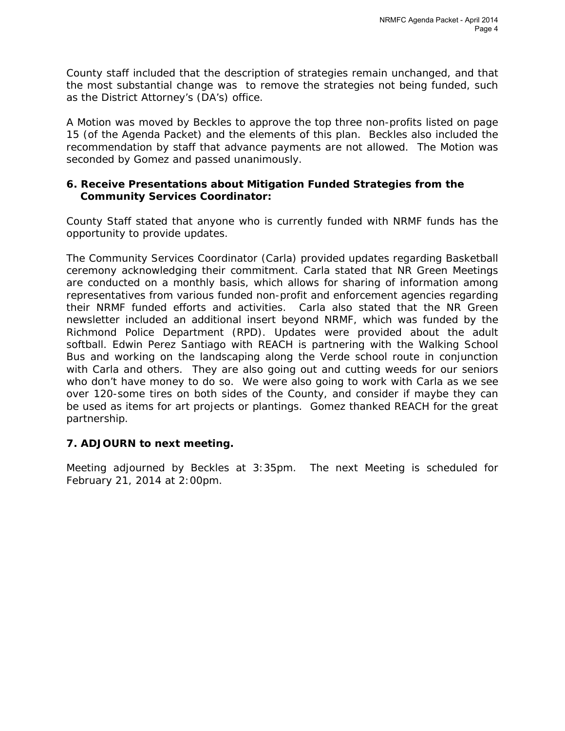County staff included that the description of strategies remain unchanged, and that the most substantial change was  to remove the strategies not being funded, such as the District Attorney's (DA's) office.

A Motion was moved by Beckles to approve the top three non-profits listed on page 15 (of the Agenda Packet) and the elements of this plan.  Beckles also included the recommendation by staff that advance payments are not allowed.  The Motion was seconded by Gomez and passed unanimously.

**6. Receive Presentations about Mitigation Funded Strategies from the Community Services Coordinator:**

County Staff stated that anyone who is currently funded with NRMF funds has the opportunity to provide updates.

The Community Services Coordinator (Carla) provided updates regarding Basketball ceremony acknowledging their commitment. Carla stated that NR Green Meetings are conducted on a monthly basis, which allows for sharing of information among representatives from various funded non-profit and enforcement agencies regarding their NRMF funded efforts and activities.  Carla also stated that the NR Green newsletter included an additional insert beyond NRMF, which was funded by the Richmond Police Department (RPD). Updates were provided about the adult softball. Edwin Perez Santiago with REACH is partnering with the Walking School Bus and working on the landscaping along the Verde school route in conjunction with Carla and others.  They are also going out and cutting weeds for our seniors who don't have money to do so.  We were also going to work with Carla as we see over 120-some tires on both sides of the County, and consider if maybe they can be used as items for art projects or plantings.  Gomez thanked REACH for the great partnership.

**7. ADJOURN to next meeting.**

Meeting adjourned by Beckles at 3:35pm.  The next Meeting is scheduled for February 21, 2014 at 2:00pm.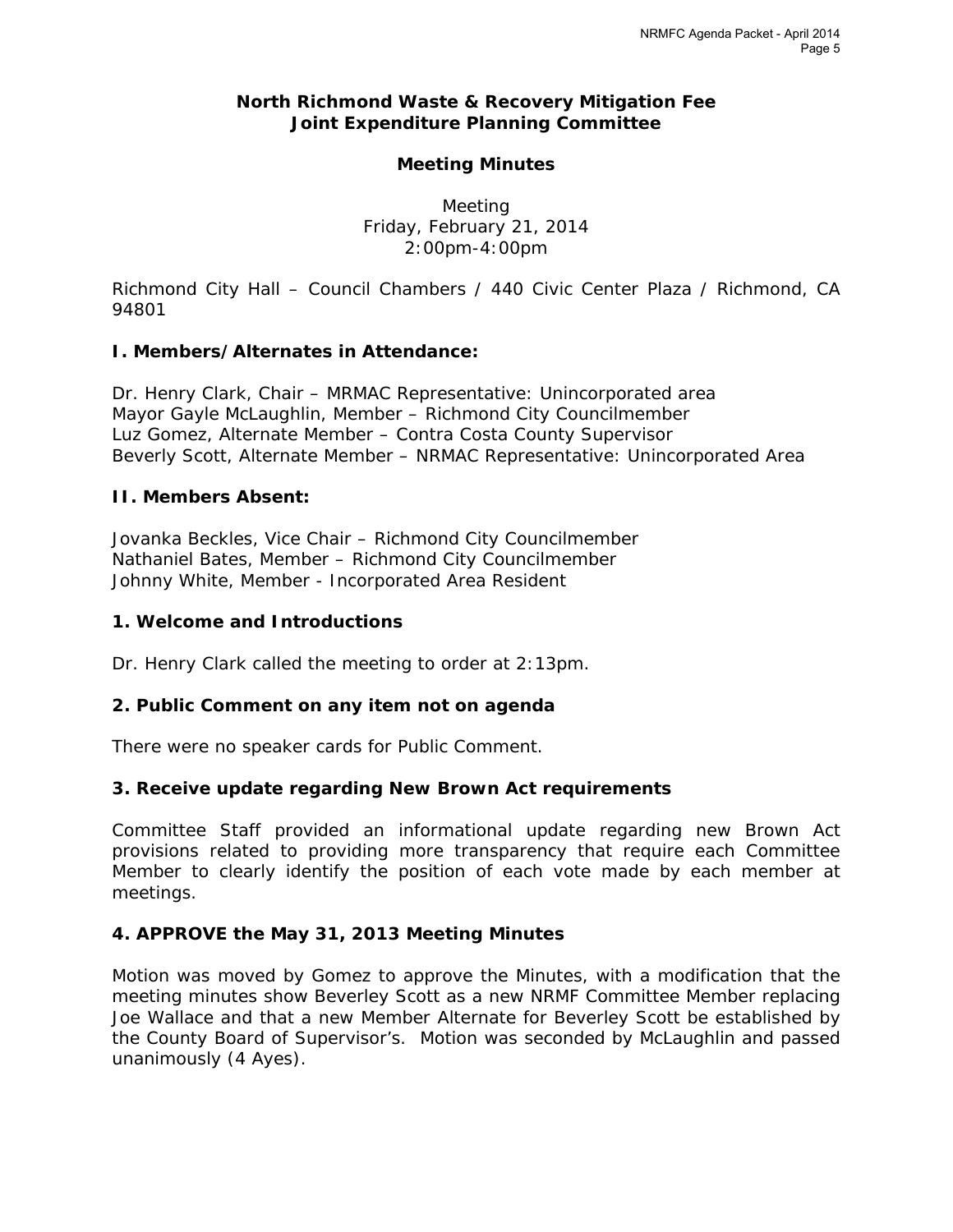# North Richmond Waste & Recovery Mitigation Fee Joint Expenditure Planning Committee

## Meeting Minutes

Meeting
Friday, February 21, 2014
2:00pm-4:00pm

Richmond City Hall – Council Chambers / 440 Civic Center Plaza / Richmond, CA 94801

### I. Members/Alternates in Attendance:

Dr. Henry Clark, Chair – MRMAC Representative: Unincorporated area
Mayor Gayle McLaughlin, Member – Richmond City Councilmember
Luz Gomez, Alternate Member – Contra Costa County Supervisor
Beverly Scott, Alternate Member – NRMAC Representative: Unincorporated Area

### II. Members Absent:

Jovanka Beckles, Vice Chair – Richmond City Councilmember
Nathaniel Bates, Member – Richmond City Councilmember
Johnny White, Member - Incorporated Area Resident

### 1. Welcome and Introductions

Dr. Henry Clark called the meeting to order at 2:13pm.

### 2. Public Comment on any item not on agenda

There were no speaker cards for Public Comment.

### 3. Receive update regarding New Brown Act requirements

Committee Staff provided an informational update regarding new Brown Act provisions related to providing more transparency that require each Committee Member to clearly identify the position of each vote made by each member at meetings.

### 4. APPROVE the May 31, 2013 Meeting Minutes

Motion was moved by Gomez to approve the Minutes, with a modification that the meeting minutes show Beverley Scott as a new NRMF Committee Member replacing Joe Wallace and that a new Member Alternate for Beverley Scott be established by the County Board of Supervisor's. Motion was seconded by McLaughlin and passed unanimously (4 Ayes).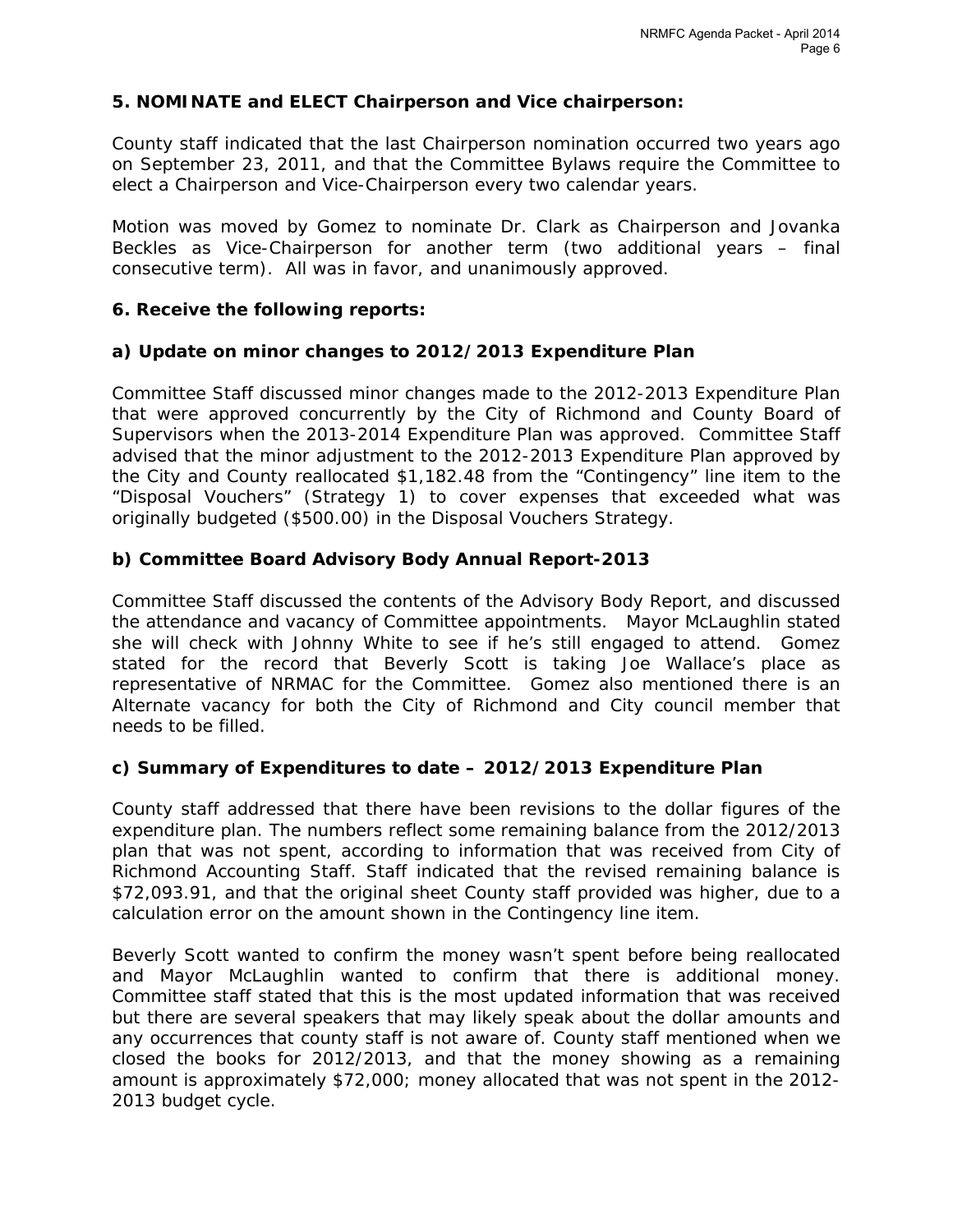**5. NOMINATE and ELECT Chairperson and Vice chairperson:**

County staff indicated that the last Chairperson nomination occurred two years ago on September 23, 2011, and that the Committee Bylaws require the Committee to elect a Chairperson and Vice-Chairperson every two calendar years.

Motion was moved by Gomez to nominate Dr. Clark as Chairperson and Jovanka Beckles as Vice-Chairperson for another term (two additional years – final consecutive term). All was in favor, and unanimously approved.

**6. Receive the following reports:**

**a) Update on minor changes to 2012/2013 Expenditure Plan**

Committee Staff discussed minor changes made to the 2012-2013 Expenditure Plan that were approved concurrently by the City of Richmond and County Board of Supervisors when the 2013-2014 Expenditure Plan was approved. Committee Staff advised that the minor adjustment to the 2012-2013 Expenditure Plan approved by the City and County reallocated $1,182.48 from the "Contingency" line item to the "Disposal Vouchers" (Strategy 1) to cover expenses that exceeded what was originally budgeted ($500.00) in the Disposal Vouchers Strategy.

**b) Committee Board Advisory Body Annual Report-2013**

Committee Staff discussed the contents of the Advisory Body Report, and discussed the attendance and vacancy of Committee appointments. Mayor McLaughlin stated she will check with Johnny White to see if he's still engaged to attend. Gomez stated for the record that Beverly Scott is taking Joe Wallace's place as representative of NRMAC for the Committee. Gomez also mentioned there is an Alternate vacancy for both the City of Richmond and City council member that needs to be filled.

**c) Summary of Expenditures to date – 2012/2013 Expenditure Plan**

County staff addressed that there have been revisions to the dollar figures of the expenditure plan. The numbers reflect some remaining balance from the 2012/2013 plan that was not spent, according to information that was received from City of Richmond Accounting Staff. Staff indicated that the revised remaining balance is $72,093.91, and that the original sheet County staff provided was higher, due to a calculation error on the amount shown in the Contingency line item.

Beverly Scott wanted to confirm the money wasn't spent before being reallocated and Mayor McLaughlin wanted to confirm that there is additional money. Committee staff stated that this is the most updated information that was received but there are several speakers that may likely speak about the dollar amounts and any occurrences that county staff is not aware of. County staff mentioned when we closed the books for 2012/2013, and that the money showing as a remaining amount is approximately $72,000; money allocated that was not spent in the 2012-2013 budget cycle.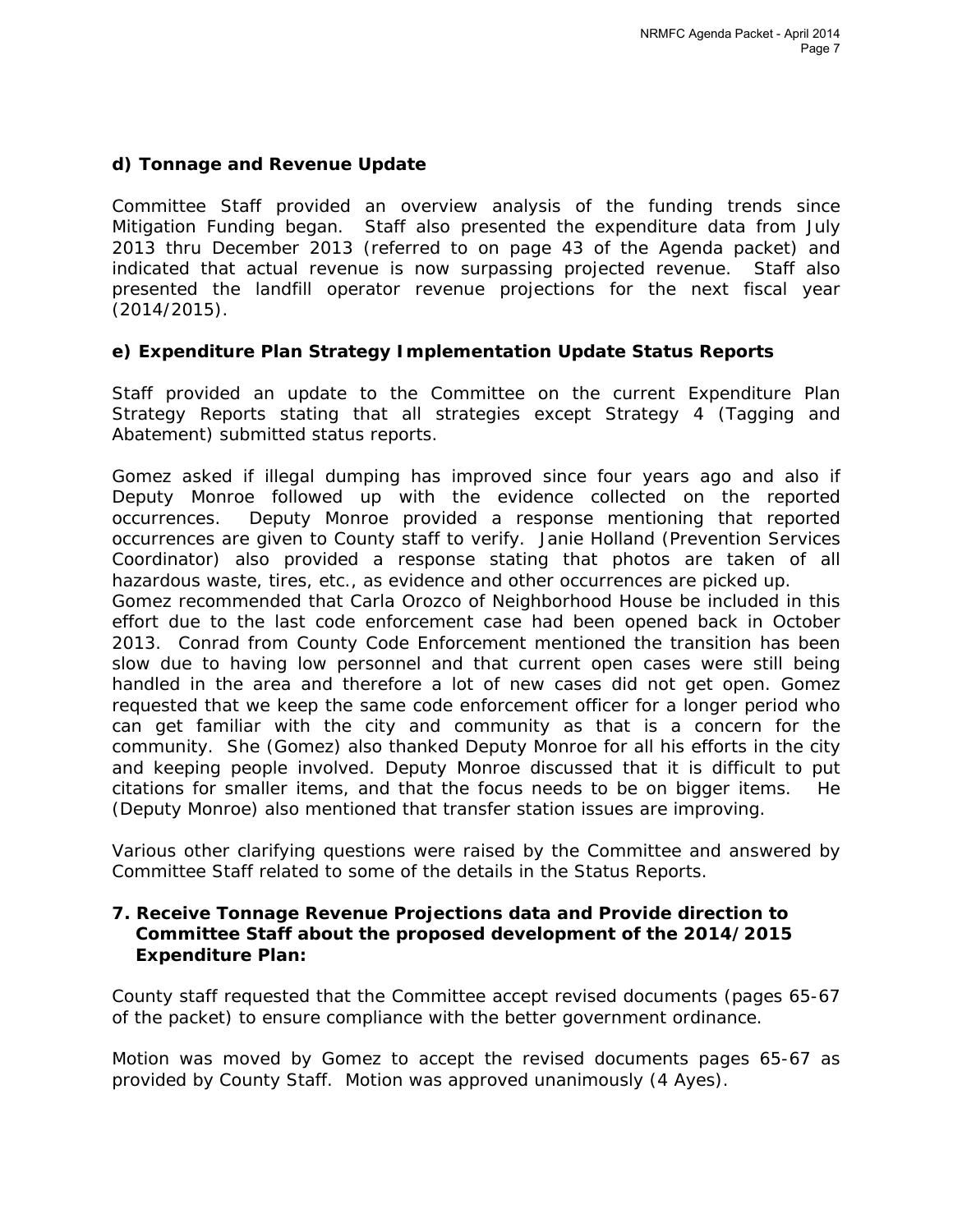**d) Tonnage and Revenue Update**

Committee Staff provided an overview analysis of the funding trends since Mitigation Funding began. Staff also presented the expenditure data from July 2013 thru December 2013 (referred to on page 43 of the Agenda packet) and indicated that actual revenue is now surpassing projected revenue. Staff also presented the landfill operator revenue projections for the next fiscal year (2014/2015).

**e) Expenditure Plan Strategy Implementation Update Status Reports**

Staff provided an update to the Committee on the current Expenditure Plan Strategy Reports stating that all strategies except Strategy 4 (Tagging and Abatement) submitted status reports.

Gomez asked if illegal dumping has improved since four years ago and also if Deputy Monroe followed up with the evidence collected on the reported occurrences. Deputy Monroe provided a response mentioning that reported occurrences are given to County staff to verify. Janie Holland (Prevention Services Coordinator) also provided a response stating that photos are taken of all hazardous waste, tires, etc., as evidence and other occurrences are picked up.
Gomez recommended that Carla Orozco of Neighborhood House be included in this effort due to the last code enforcement case had been opened back in October 2013. Conrad from County Code Enforcement mentioned the transition has been slow due to having low personnel and that current open cases were still being handled in the area and therefore a lot of new cases did not get open. Gomez requested that we keep the same code enforcement officer for a longer period who can get familiar with the city and community as that is a concern for the community. She (Gomez) also thanked Deputy Monroe for all his efforts in the city and keeping people involved. Deputy Monroe discussed that it is difficult to put citations for smaller items, and that the focus needs to be on bigger items. He (Deputy Monroe) also mentioned that transfer station issues are improving.

Various other clarifying questions were raised by the Committee and answered by Committee Staff related to some of the details in the Status Reports.

**7. Receive Tonnage Revenue Projections data and Provide direction to Committee Staff about the proposed development of the 2014/2015 Expenditure Plan:**

County staff requested that the Committee accept revised documents (pages 65-67 of the packet) to ensure compliance with the better government ordinance.

Motion was moved by Gomez to accept the revised documents pages 65-67 as provided by County Staff. Motion was approved unanimously (4 Ayes).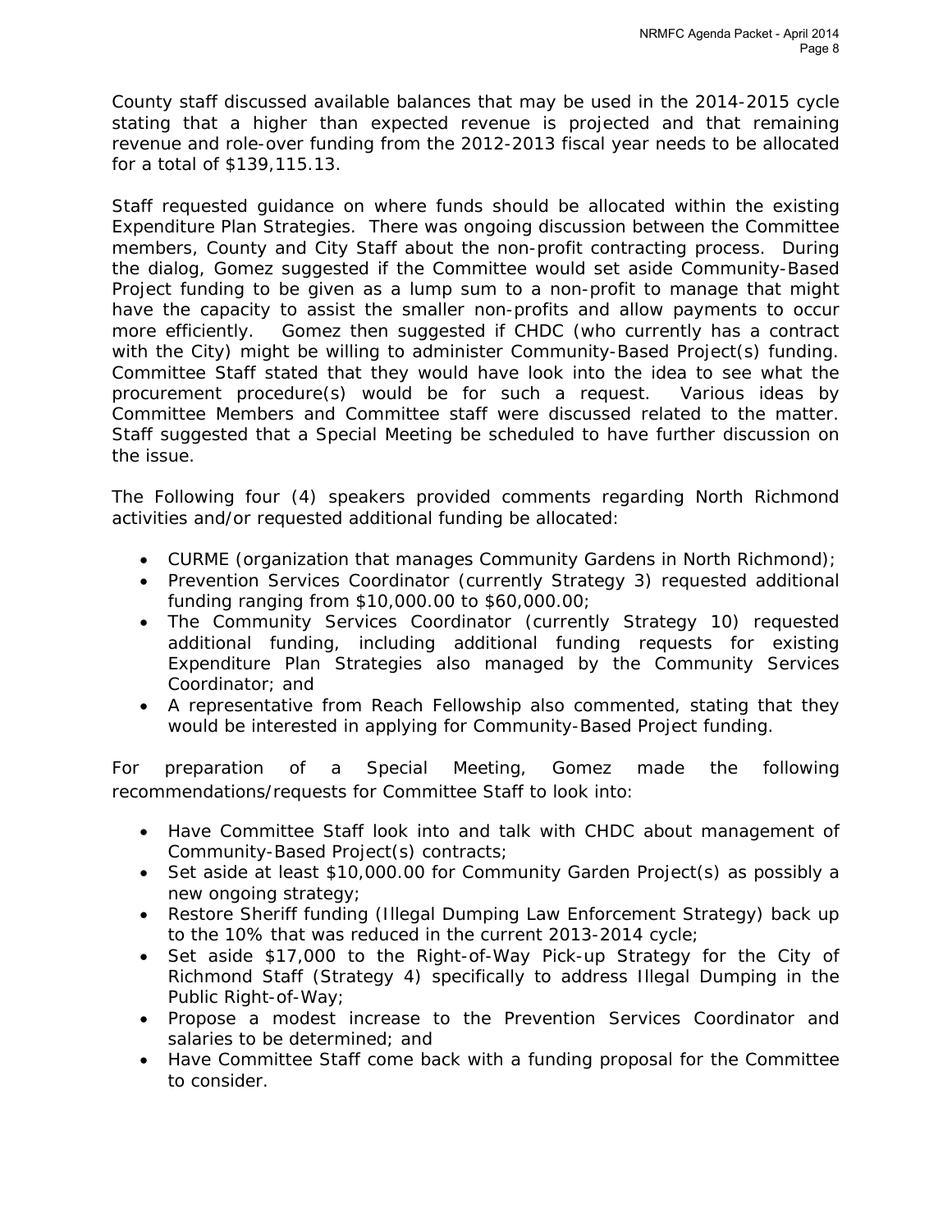County staff discussed available balances that may be used in the 2014-2015 cycle stating that a higher than expected revenue is projected and that remaining revenue and role-over funding from the 2012-2013 fiscal year needs to be allocated for a total of $139,115.13.

Staff requested guidance on where funds should be allocated within the existing Expenditure Plan Strategies. There was ongoing discussion between the Committee members, County and City Staff about the non-profit contracting process. During the dialog, Gomez suggested if the Committee would set aside Community-Based Project funding to be given as a lump sum to a non-profit to manage that might have the capacity to assist the smaller non-profits and allow payments to occur more efficiently. Gomez then suggested if CHDC (who currently has a contract with the City) might be willing to administer Community-Based Project(s) funding. Committee Staff stated that they would have look into the idea to see what the procurement procedure(s) would be for such a request. Various ideas by Committee Members and Committee staff were discussed related to the matter. Staff suggested that a Special Meeting be scheduled to have further discussion on the issue.

The Following four (4) speakers provided comments regarding North Richmond activities and/or requested additional funding be allocated:

- CURME (organization that manages Community Gardens in North Richmond);
- Prevention Services Coordinator (currently Strategy 3) requested additional funding ranging from $10,000.00 to $60,000.00;
- The Community Services Coordinator (currently Strategy 10) requested additional funding, including additional funding requests for existing Expenditure Plan Strategies also managed by the Community Services Coordinator; and
- A representative from Reach Fellowship also commented, stating that they would be interested in applying for Community-Based Project funding.

For preparation of a Special Meeting, Gomez made the following recommendations/requests for Committee Staff to look into:

- Have Committee Staff look into and talk with CHDC about management of Community-Based Project(s) contracts;
- Set aside at least $10,000.00 for Community Garden Project(s) as possibly a new ongoing strategy;
- Restore Sheriff funding (Illegal Dumping Law Enforcement Strategy) back up to the 10% that was reduced in the current 2013-2014 cycle;
- Set aside $17,000 to the Right-of-Way Pick-up Strategy for the City of Richmond Staff (Strategy 4) specifically to address Illegal Dumping in the Public Right-of-Way;
- Propose a modest increase to the Prevention Services Coordinator and salaries to be determined; and
- Have Committee Staff come back with a funding proposal for the Committee to consider.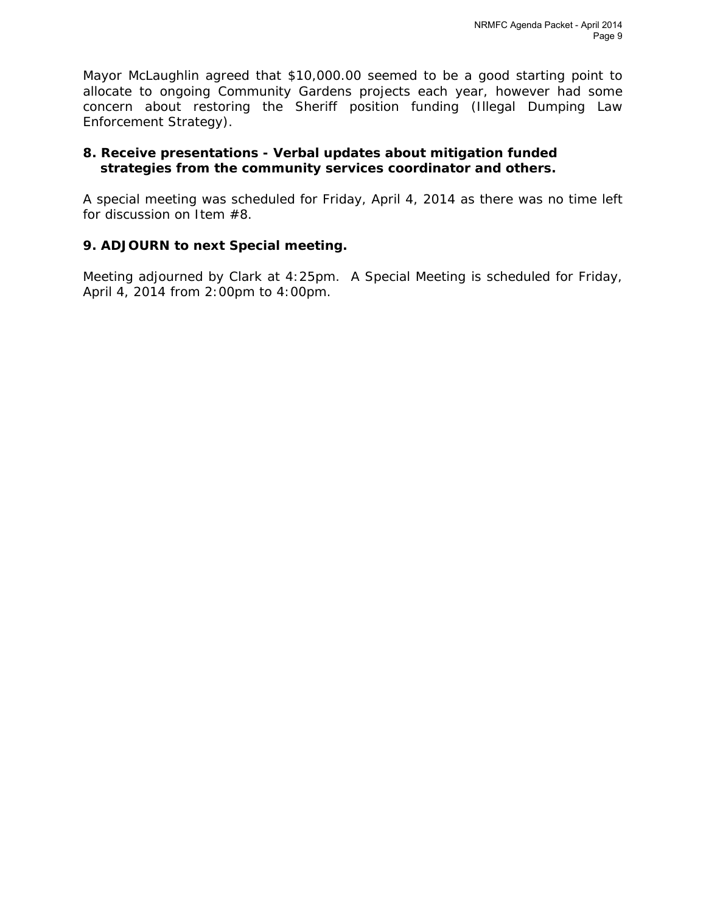Mayor McLaughlin agreed that $10,000.00 seemed to be a good starting point to allocate to ongoing Community Gardens projects each year, however had some concern about restoring the Sheriff position funding (Illegal Dumping Law Enforcement Strategy).

**8. Receive presentations - Verbal updates about mitigation funded strategies from the community services coordinator and others.**

A special meeting was scheduled for Friday, April 4, 2014 as there was no time left for discussion on Item #8.

**9. ADJOURN to next Special meeting.**

Meeting adjourned by Clark at 4:25pm. A Special Meeting is scheduled for Friday, April 4, 2014 from 2:00pm to 4:00pm.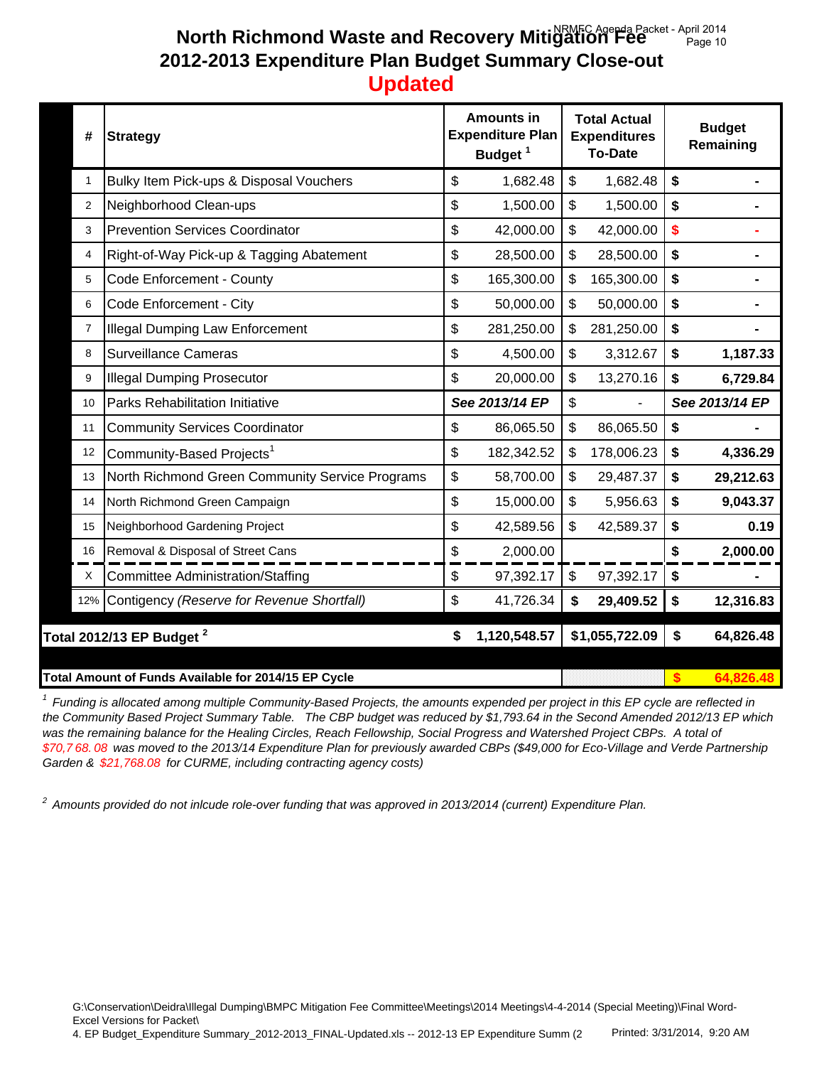# North Richmond Waste and Recovery Mitigation Fee
## 2012-2013 Expenditure Plan Budget Summary Close-out
## Updated

| # | Strategy | Amounts in Expenditure Plan Budget [1] | Total Actual Expenditures To-Date | Budget Remaining |
|---|---|---|---|---|
| 1 | Bulky Item Pick-ups & Disposal Vouchers | $ 1,682.48 | $ 1,682.48 | $ - |
| 2 | Neighborhood Clean-ups | $ 1,500.00 | $ 1,500.00 | $ - |
| 3 | Prevention Services Coordinator | $ 42,000.00 | $ 42,000.00 | $ - |
| 4 | Right-of-Way Pick-up & Tagging Abatement | $ 28,500.00 | $ 28,500.00 | $ - |
| 5 | Code Enforcement - County | $ 165,300.00 | $ 165,300.00 | $ - |
| 6 | Code Enforcement - City | $ 50,000.00 | $ 50,000.00 | $ - |
| 7 | Illegal Dumping Law Enforcement | $ 281,250.00 | $ 281,250.00 | $ - |
| 8 | Surveillance Cameras | $ 4,500.00 | $ 3,312.67 | **$ 1,187.33** |
| 9 | Illegal Dumping Prosecutor | $ 20,000.00 | $ 13,270.16 | **$ 6,729.84** |
| 10 | Parks Rehabilitation Initiative | ***See 2013/14 EP*** | $ - | ***See 2013/14 EP*** |
| 11 | Community Services Coordinator | $ 86,065.50 | $ 86,065.50 | $ - |
| 12 | Community-Based Projects[1] | $ 182,342.52 | $ 178,006.23 | **$ 4,336.29** |
| 13 | North Richmond Green Community Service Programs | $ 58,700.00 | $ 29,487.37 | **$ 29,212.63** |
| 14 | North Richmond Green Campaign | $ 15,000.00 | $ 5,956.63 | **$ 9,043.37** |
| 15 | Neighborhood Gardening Project | $ 42,589.56 | $ 42,589.37 | **$ 0.19** |
| 16 | Removal & Disposal of Street Cans | $ 2,000.00 | | **$ 2,000.00** |
| X | Committee Administration/Staffing | $ 97,392.17 | $ 97,392.17 | $ - |
| 12% | Contigency *(Reserve for Revenue Shortfall)* | $ 41,726.34 | **$ 29,409.52** | **$ 12,316.83** |
| | **Total 2012/13 EP Budget [2]** | **$ 1,120,548.57** | **$1,055,722.09** | **$ 64,826.48** |
| | **Total Amount of Funds Available for 2014/15 EP Cycle** | | | **$ 64,826.48** |

[1] *Funding is allocated among multiple Community-Based Projects, the amounts expended per project in this EP cycle are reflected in the Community Based Project Summary Table. The CBP budget was reduced by $1,793.64 in the Second Amended 2012/13 EP which was the remaining balance for the Healing Circles, Reach Fellowship, Social Progress and Watershed Project CBPs. A total of $70,768.08 was moved to the 2013/14 Expenditure Plan for previously awarded CBPs ($49,000 for Eco-Village and Verde Partnership Garden & $21,768.08 for CURME, including contracting agency costs)*

[2] *Amounts provided do not inlcude role-over funding that was approved in 2013/2014 (current) Expenditure Plan.*

G:\Conservation\Deidra\Illegal Dumping\BMPC Mitigation Fee Committee\Meetings\2014 Meetings\4-4-2014 (Special Meeting)\Final Word-Excel Versions for Packet\
4. EP Budget_Expenditure Summary_2012-2013_FINAL-Updated.xls -- 2012-13 EP Expenditure Summ (2 Printed: 3/31/2014, 9:20 AM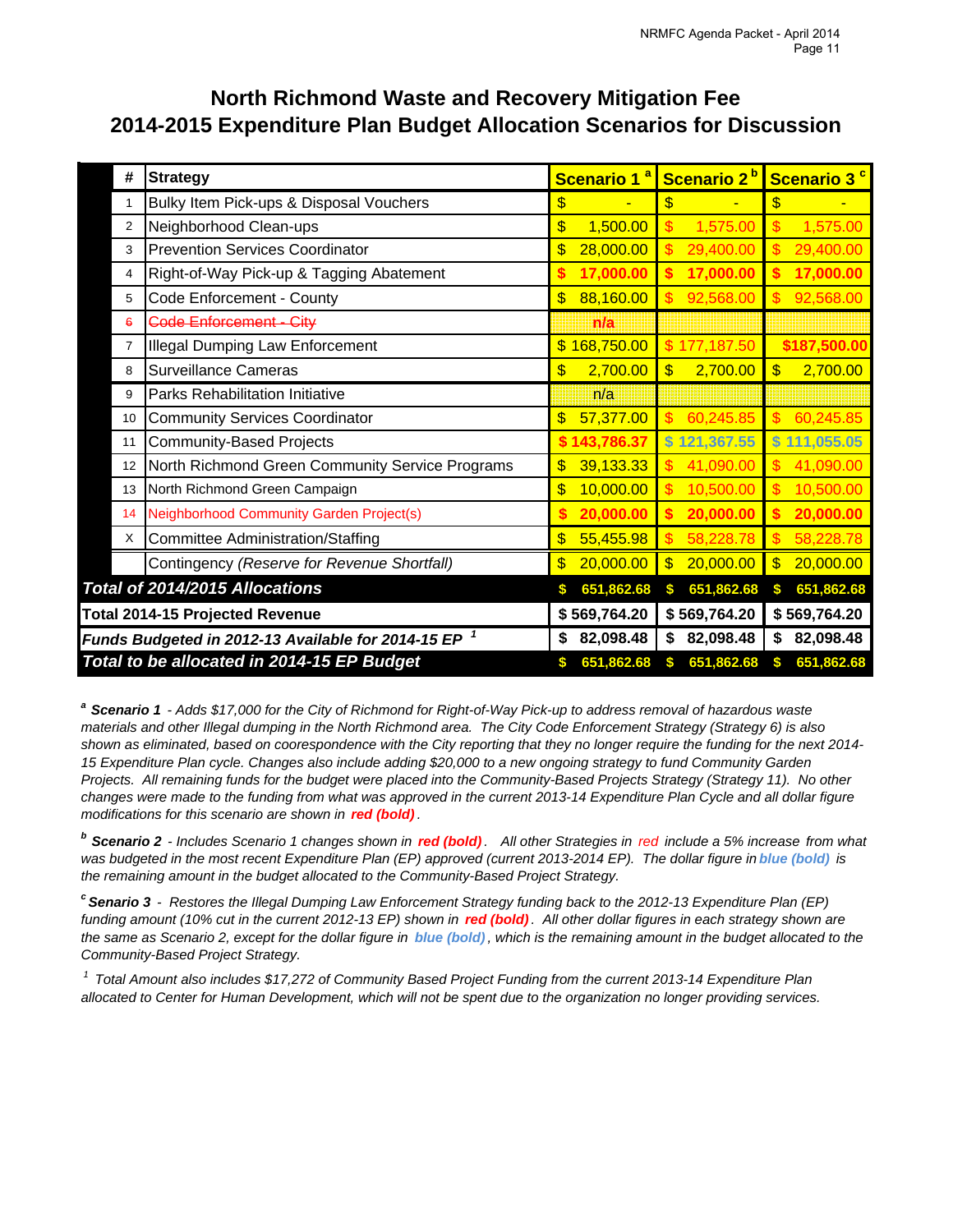# North Richmond Waste and Recovery Mitigation Fee
# 2014-2015 Expenditure Plan Budget Allocation Scenarios for Discussion

| # | Strategy | Scenario 1 [a] | Scenario 2 [b] | Scenario 3 [c] |
|---|---|---|---|---|
| 1 | Bulky Item Pick-ups & Disposal Vouchers | $ - | $ - | $ - |
| 2 | Neighborhood Clean-ups | $ 1,500.00 | $ 1,575.00 | $ 1,575.00 |
| 3 | Prevention Services Coordinator | $ 28,000.00 | $ 29,400.00 | $ 29,400.00 |
| 4 | Right-of-Way Pick-up & Tagging Abatement | **$ 17,000.00** | **$ 17,000.00** | **$ 17,000.00** |
| 5 | Code Enforcement - County | $ 88,160.00 | $ 92,568.00 | $ 92,568.00 |
| ~~6~~ | ~~Code Enforcement - City~~ | **n/a** | | |
| 7 | Illegal Dumping Law Enforcement | $ 168,750.00 | $ 177,187.50 | **$187,500.00** |
| 8 | Surveillance Cameras | $ 2,700.00 | $ 2,700.00 | $ 2,700.00 |
| 9 | Parks Rehabilitation Initiative | n/a | | |
| 10 | Community Services Coordinator | $ 57,377.00 | $ 60,245.85 | $ 60,245.85 |
| 11 | Community-Based Projects | **$ 143,786.37** | **$ 121,367.55** | **$ 111,055.05** |
| 12 | North Richmond Green Community Service Programs | $ 39,133.33 | $ 41,090.00 | $ 41,090.00 |
| 13 | North Richmond Green Campaign | $ 10,000.00 | $ 10,500.00 | $ 10,500.00 |
| 14 | Neighborhood Community Garden Project(s) | **$ 20,000.00** | **$ 20,000.00** | **$ 20,000.00** |
| X | Committee Administration/Staffing | $ 55,455.98 | $ 58,228.78 | $ 58,228.78 |
| | Contingency *(Reserve for Revenue Shortfall)* | $ 20,000.00 | $ 20,000.00 | $ 20,000.00 |
| ***Total of 2014/2015 Allocations*** | | **$ 651,862.68** | **$ 651,862.68** | **$ 651,862.68** |
| **Total 2014-15 Projected Revenue** | | **$ 569,764.20** | **$ 569,764.20** | **$ 569,764.20** |
| ***Funds Budgeted in 2012-13 Available for 2014-15 EP*** [1] | | **$ 82,098.48** | **$ 82,098.48** | **$ 82,098.48** |
| ***Total to be allocated in 2014-15 EP Budget*** | | **$ 651,862.68** | **$ 651,862.68** | **$ 651,862.68** |

[a] ***Scenario 1*** *- Adds $17,000 for the City of Richmond for Right-of-Way Pick-up to address removal of hazardous waste materials and other Illegal dumping in the North Richmond area. The City Code Enforcement Strategy (Strategy 6) is also shown as eliminated, based on coorespondence with the City reporting that they no longer require the funding for the next 2014-15 Expenditure Plan cycle. Changes also include adding $20,000 to a new ongoing strategy to fund Community Garden Projects. All remaining funds for the budget were placed into the Community-Based Projects Strategy (Strategy 11). No other changes were made to the funding from what was approved in the current 2013-14 Expenditure Plan Cycle and all dollar figure modifications for this scenario are shown in* ***red (bold)***.

[b] ***Scenario 2*** *- Includes Scenario 1 changes shown in* ***red (bold)***. *All other Strategies in red include a 5% increase from what was budgeted in the most recent Expenditure Plan (EP) approved (current 2013-2014 EP). The dollar figure in* ***blue (bold)*** *is the remaining amount in the budget allocated to the Community-Based Project Strategy.*

[c] ***Senario 3*** *- Restores the Illegal Dumping Law Enforcement Strategy funding back to the 2012-13 Expenditure Plan (EP) funding amount (10% cut in the current 2012-13 EP) shown in* ***red (bold)***. *All other dollar figures in each strategy shown are the same as Scenario 2, except for the dollar figure in* ***blue (bold)***, *which is the remaining amount in the budget allocated to the Community-Based Project Strategy.*

[1] *Total Amount also includes $17,272 of Community Based Project Funding from the current 2013-14 Expenditure Plan allocated to Center for Human Development, which will not be spent due to the organization no longer providing services.*